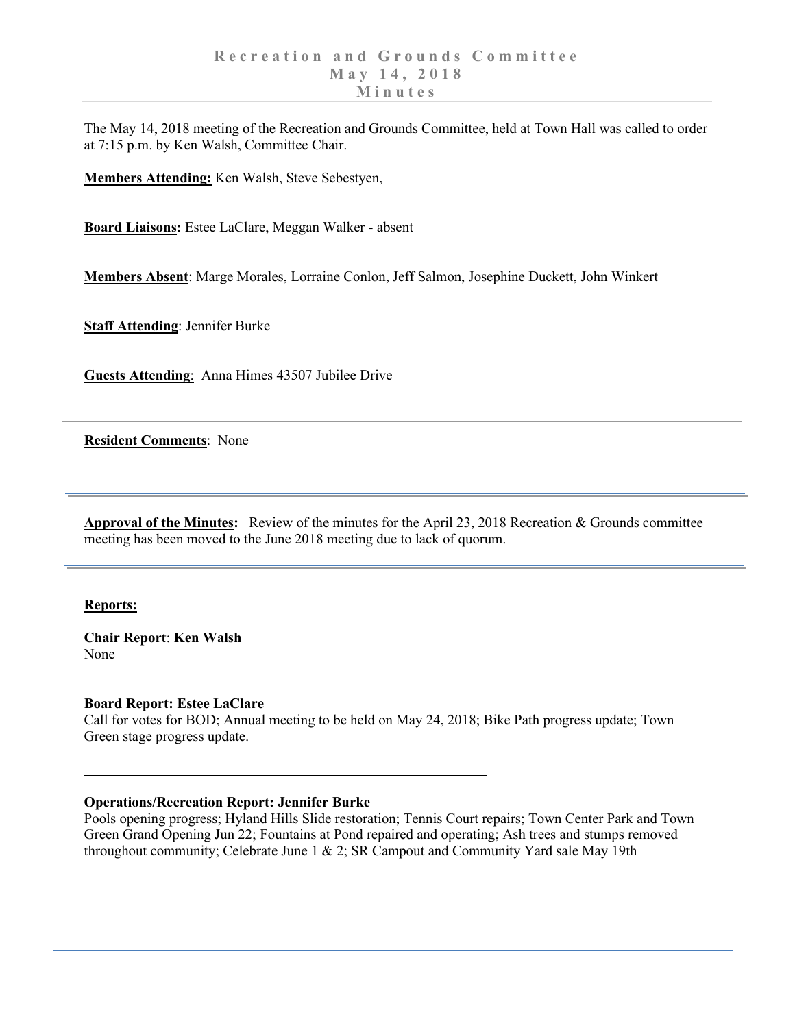# Recreation and Grounds Committee
# May 14, 2018
# Minutes

The May 14, 2018 meeting of the Recreation and Grounds Committee, held at Town Hall was called to order at 7:15 p.m. by Ken Walsh, Committee Chair.

**Members Attending:** Ken Walsh, Steve Sebestyen,

**Board Liaisons:** Estee LaClare, Meggan Walker - absent

**Members Absent**: Marge Morales, Lorraine Conlon, Jeff Salmon, Josephine Duckett, John Winkert

**Staff Attending**: Jennifer Burke

**Guests Attending**: Anna Himes 43507 Jubilee Drive

---

**Resident Comments**: None

---

**Approval of the Minutes:** Review of the minutes for the April 23, 2018 Recreation & Grounds committee meeting has been moved to the June 2018 meeting due to lack of quorum.

---

**Reports:**

**Chair Report**: **Ken Walsh**
None

**Board Report: Estee LaClare**
Call for votes for BOD; Annual meeting to be held on May 24, 2018; Bike Path progress update; Town Green stage progress update.

---

**Operations/Recreation Report: Jennifer Burke**
Pools opening progress; Hyland Hills Slide restoration; Tennis Court repairs; Town Center Park and Town Green Grand Opening Jun 22; Fountains at Pond repaired and operating; Ash trees and stumps removed throughout community; Celebrate June 1 & 2; SR Campout and Community Yard sale May 19th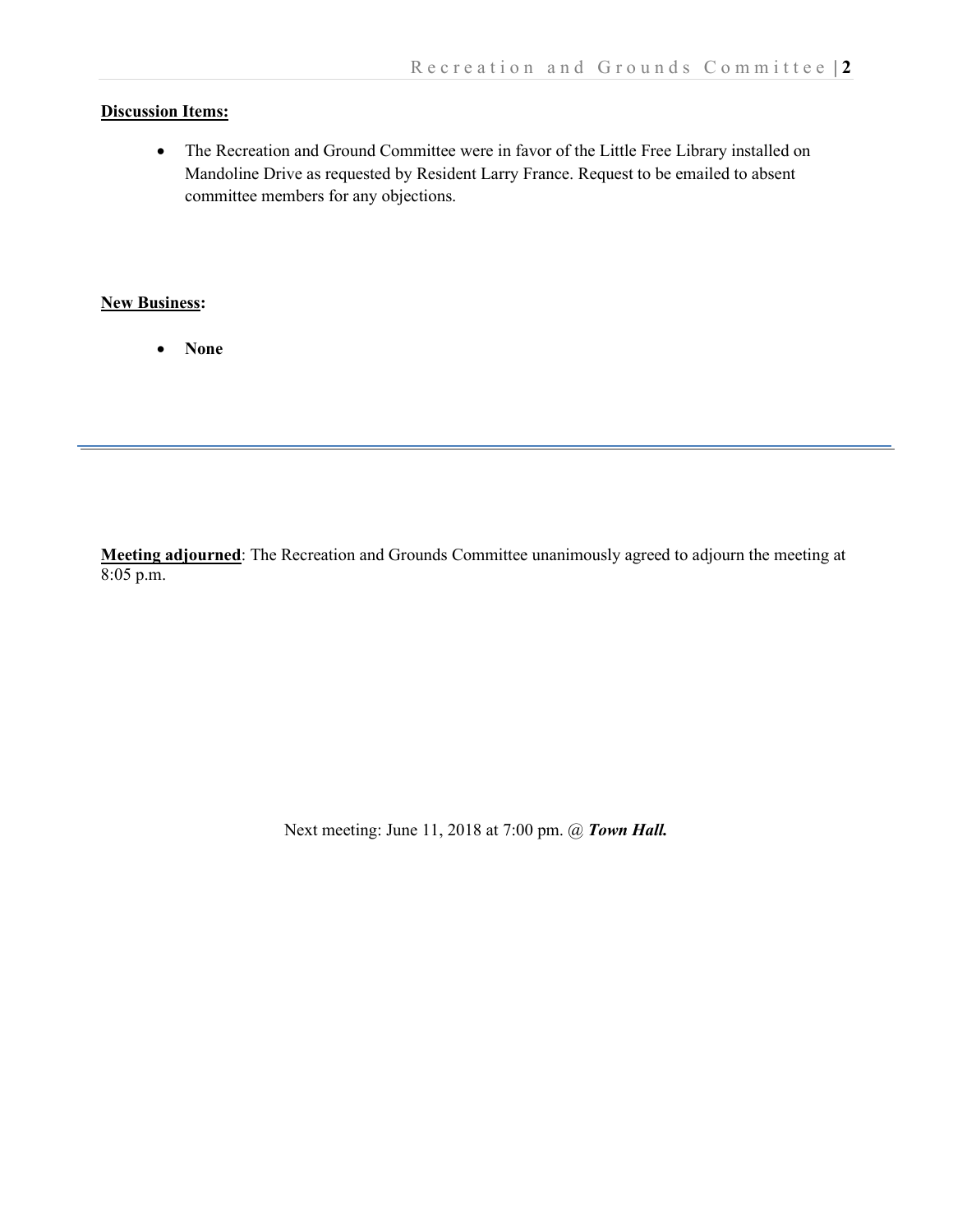**Discussion Items:**

- The Recreation and Ground Committee were in favor of the Little Free Library installed on Mandoline Drive as requested by Resident Larry France. Request to be emailed to absent committee members for any objections.

**New Business:**

- **None**

---

**Meeting adjourned**: The Recreation and Grounds Committee unanimously agreed to adjourn the meeting at 8:05 p.m.

Next meeting: June 11, 2018 at 7:00 pm. @ ***Town Hall.***